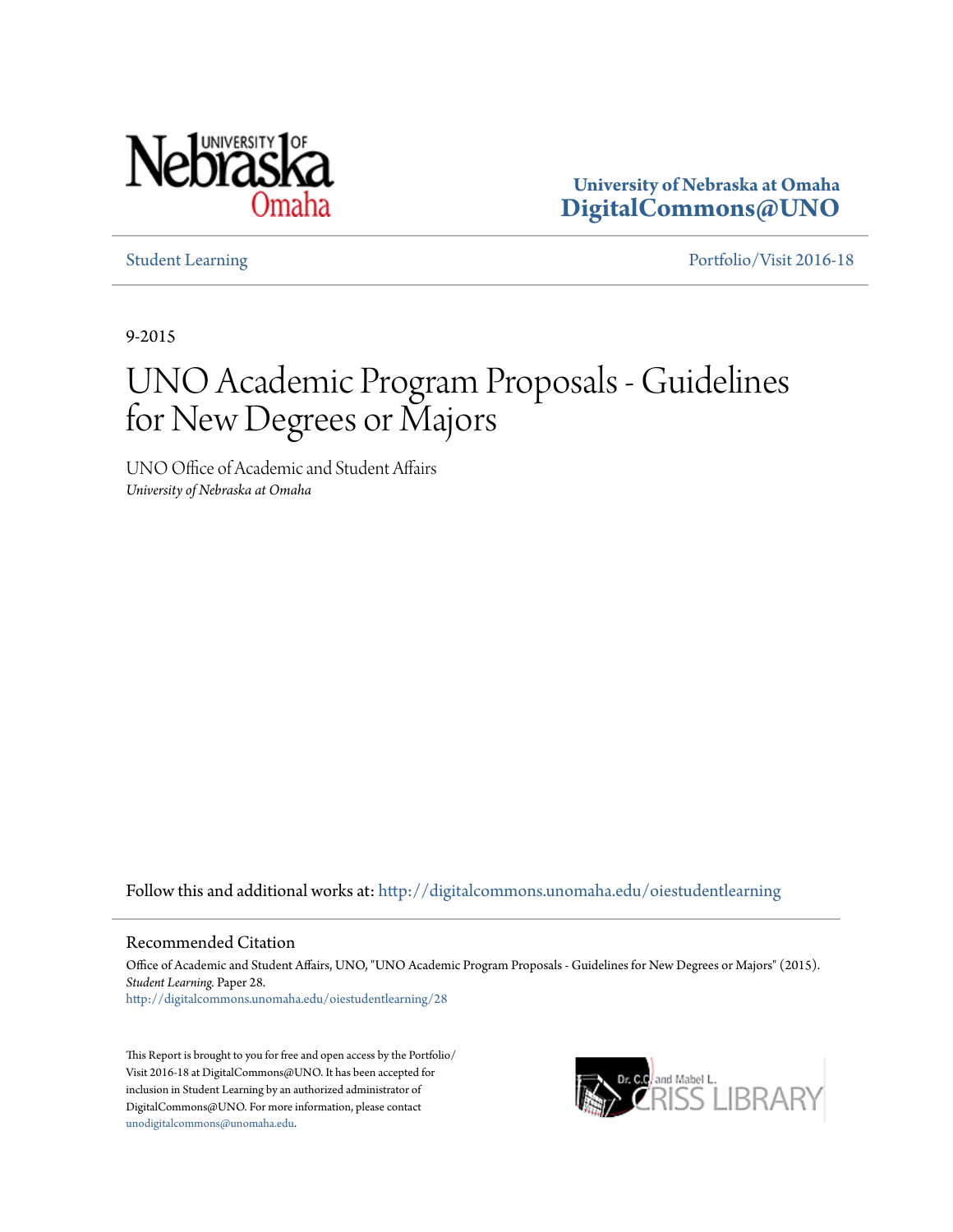University of Nebraska at Omaha
**DigitalCommons@UNO**

Student Learning | Portfolio/Visit 2016-18

9-2015

# UNO Academic Program Proposals - Guidelines for New Degrees or Majors

UNO Office of Academic and Student Affairs
*University of Nebraska at Omaha*

Follow this and additional works at: http://digitalcommons.unomaha.edu/oiestudentlearning

## Recommended Citation

Office of Academic and Student Affairs, UNO, "UNO Academic Program Proposals - Guidelines for New Degrees or Majors" (2015). *Student Learning.* Paper 28.
http://digitalcommons.unomaha.edu/oiestudentlearning/28

This Report is brought to you for free and open access by the Portfolio/Visit 2016-18 at DigitalCommons@UNO. It has been accepted for inclusion in Student Learning by an authorized administrator of DigitalCommons@UNO. For more information, please contact unodigitalcommons@unomaha.edu.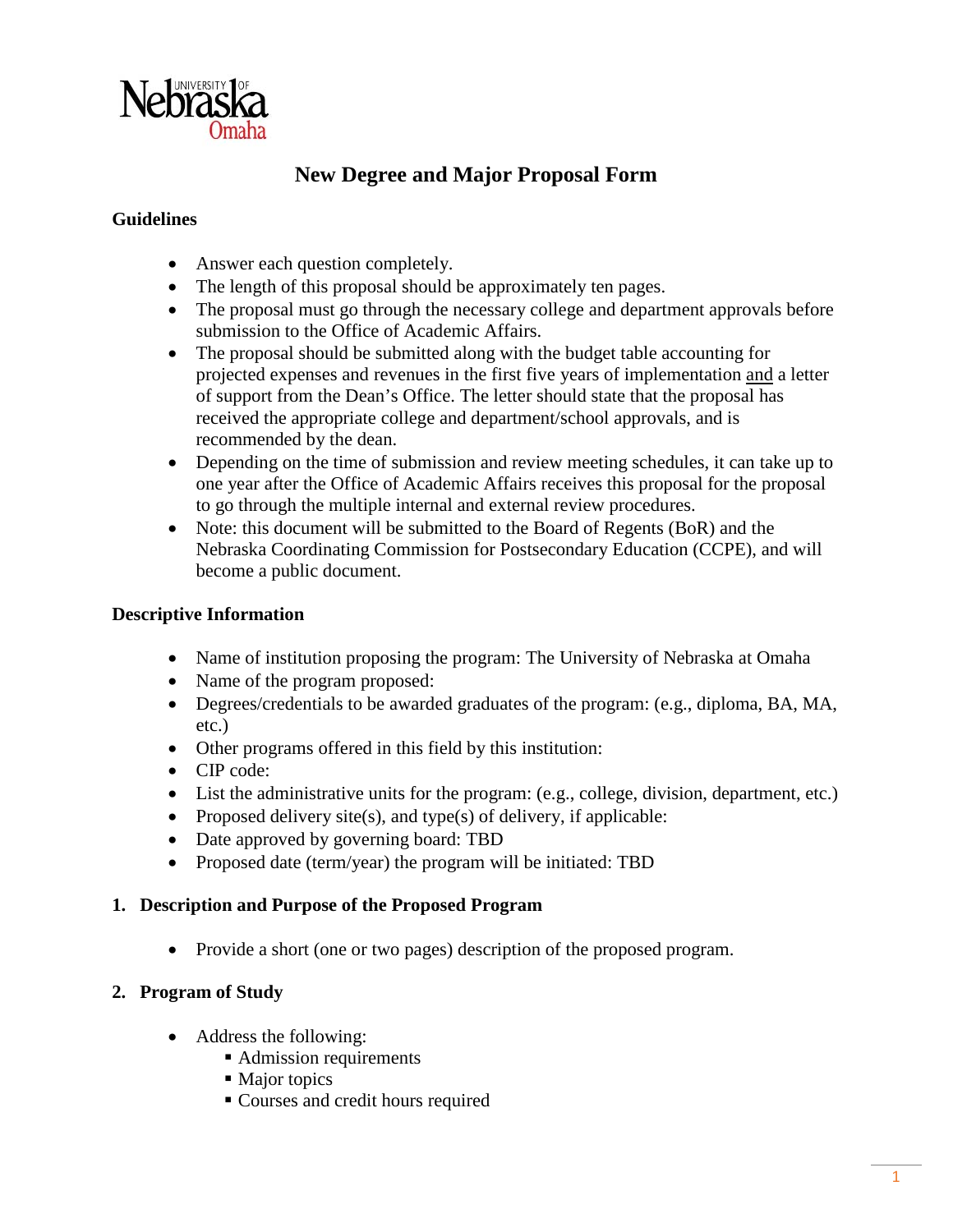# New Degree and Major Proposal Form

## Guidelines

- Answer each question completely.
- The length of this proposal should be approximately ten pages.
- The proposal must go through the necessary college and department approvals before submission to the Office of Academic Affairs.
- The proposal should be submitted along with the budget table accounting for projected expenses and revenues in the first five years of implementation and a letter of support from the Dean's Office. The letter should state that the proposal has received the appropriate college and department/school approvals, and is recommended by the dean.
- Depending on the time of submission and review meeting schedules, it can take up to one year after the Office of Academic Affairs receives this proposal for the proposal to go through the multiple internal and external review procedures.
- Note: this document will be submitted to the Board of Regents (BoR) and the Nebraska Coordinating Commission for Postsecondary Education (CCPE), and will become a public document.

## Descriptive Information

- Name of institution proposing the program: The University of Nebraska at Omaha
- Name of the program proposed:
- Degrees/credentials to be awarded graduates of the program: (e.g., diploma, BA, MA, etc.)
- Other programs offered in this field by this institution:
- CIP code:
- List the administrative units for the program: (e.g., college, division, department, etc.)
- Proposed delivery site(s), and type(s) of delivery, if applicable:
- Date approved by governing board: TBD
- Proposed date (term/year) the program will be initiated: TBD

## 1. Description and Purpose of the Proposed Program

- Provide a short (one or two pages) description of the proposed program.

## 2. Program of Study

- Address the following:
  - Admission requirements
  - Major topics
  - Courses and credit hours required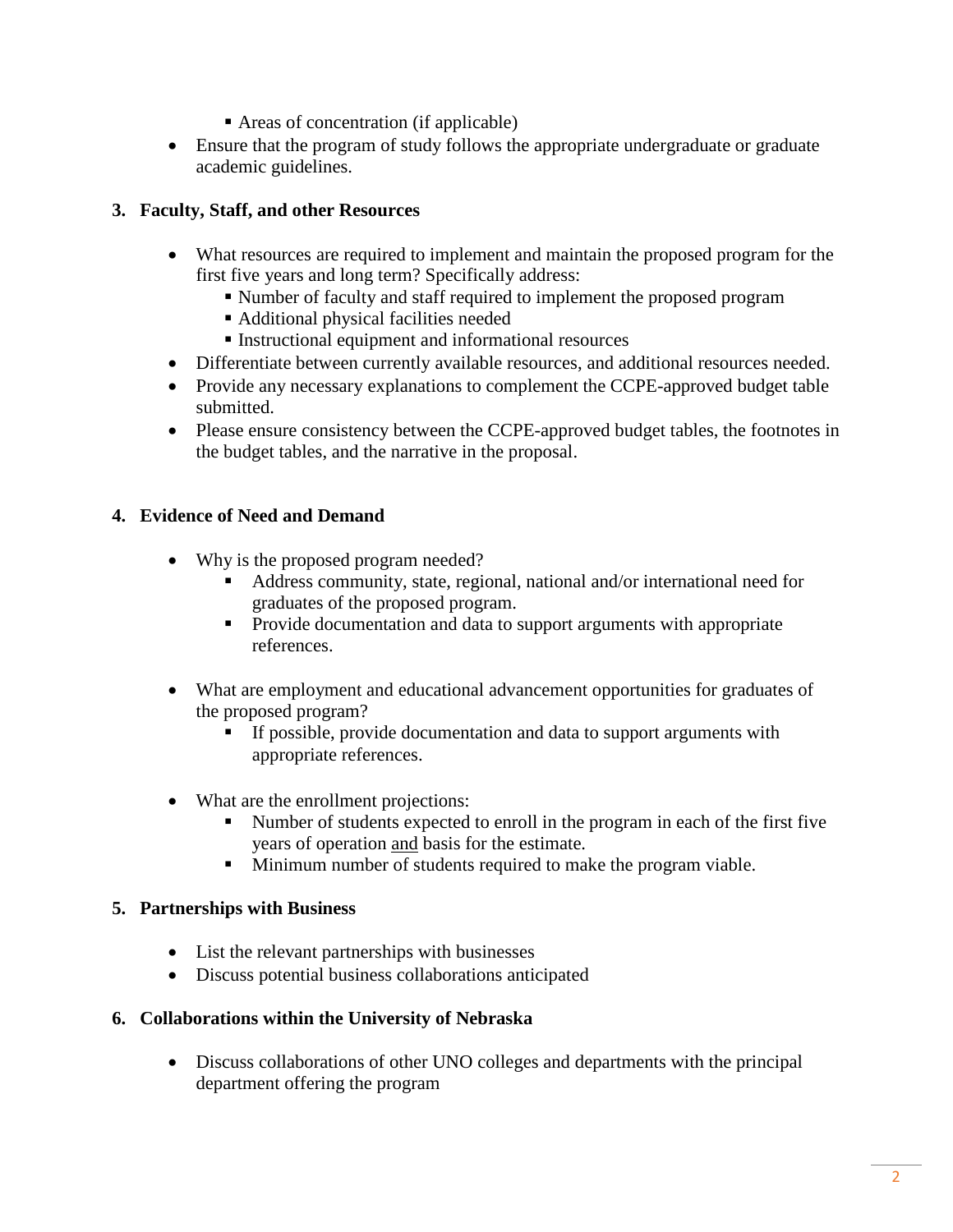- Areas of concentration (if applicable)
- Ensure that the program of study follows the appropriate undergraduate or graduate academic guidelines.

**3. Faculty, Staff, and other Resources**

- What resources are required to implement and maintain the proposed program for the first five years and long term? Specifically address:
  - Number of faculty and staff required to implement the proposed program
  - Additional physical facilities needed
  - Instructional equipment and informational resources
- Differentiate between currently available resources, and additional resources needed.
- Provide any necessary explanations to complement the CCPE-approved budget table submitted.
- Please ensure consistency between the CCPE-approved budget tables, the footnotes in the budget tables, and the narrative in the proposal.

**4. Evidence of Need and Demand**

- Why is the proposed program needed?
  - Address community, state, regional, national and/or international need for graduates of the proposed program.
  - Provide documentation and data to support arguments with appropriate references.

- What are employment and educational advancement opportunities for graduates of the proposed program?
  - If possible, provide documentation and data to support arguments with appropriate references.

- What are the enrollment projections:
  - Number of students expected to enroll in the program in each of the first five years of operation <u>and</u> basis for the estimate.
  - Minimum number of students required to make the program viable.

**5. Partnerships with Business**

- List the relevant partnerships with businesses
- Discuss potential business collaborations anticipated

**6. Collaborations within the University of Nebraska**

- Discuss collaborations of other UNO colleges and departments with the principal department offering the program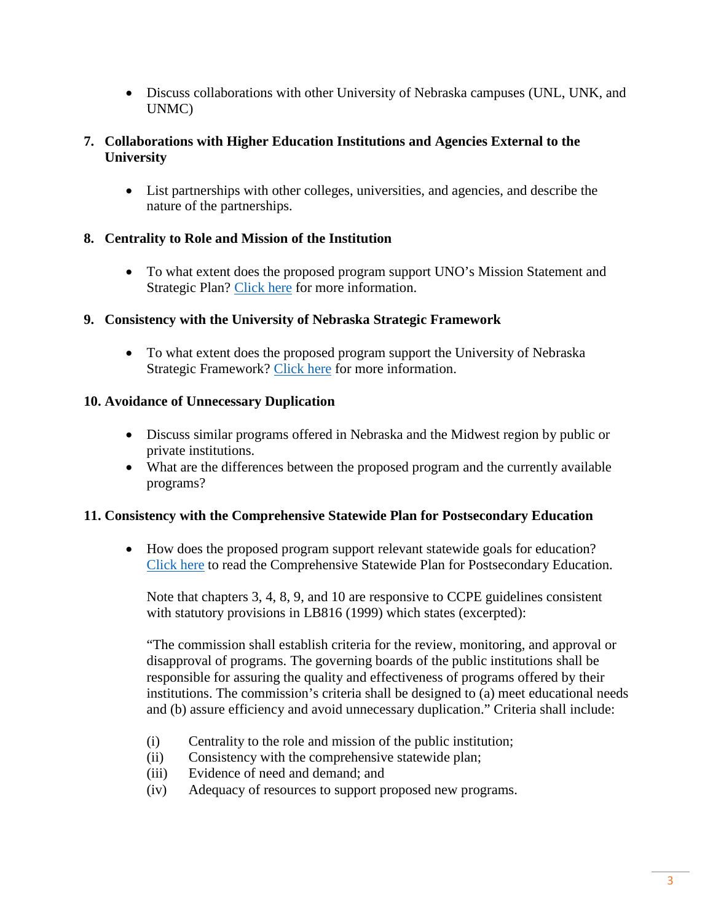- Discuss collaborations with other University of Nebraska campuses (UNL, UNK, and UNMC)

**7. Collaborations with Higher Education Institutions and Agencies External to the University**

- List partnerships with other colleges, universities, and agencies, and describe the nature of the partnerships.

**8. Centrality to Role and Mission of the Institution**

- To what extent does the proposed program support UNO's Mission Statement and Strategic Plan? Click here for more information.

**9. Consistency with the University of Nebraska Strategic Framework**

- To what extent does the proposed program support the University of Nebraska Strategic Framework? Click here for more information.

**10. Avoidance of Unnecessary Duplication**

- Discuss similar programs offered in Nebraska and the Midwest region by public or private institutions.
- What are the differences between the proposed program and the currently available programs?

**11. Consistency with the Comprehensive Statewide Plan for Postsecondary Education**

- How does the proposed program support relevant statewide goals for education? Click here to read the Comprehensive Statewide Plan for Postsecondary Education.

  Note that chapters 3, 4, 8, 9, and 10 are responsive to CCPE guidelines consistent with statutory provisions in LB816 (1999) which states (excerpted):

  "The commission shall establish criteria for the review, monitoring, and approval or disapproval of programs. The governing boards of the public institutions shall be responsible for assuring the quality and effectiveness of programs offered by their institutions. The commission's criteria shall be designed to (a) meet educational needs and (b) assure efficiency and avoid unnecessary duplication." Criteria shall include:

  (i) Centrality to the role and mission of the public institution;
  (ii) Consistency with the comprehensive statewide plan;
  (iii) Evidence of need and demand; and
  (iv) Adequacy of resources to support proposed new programs.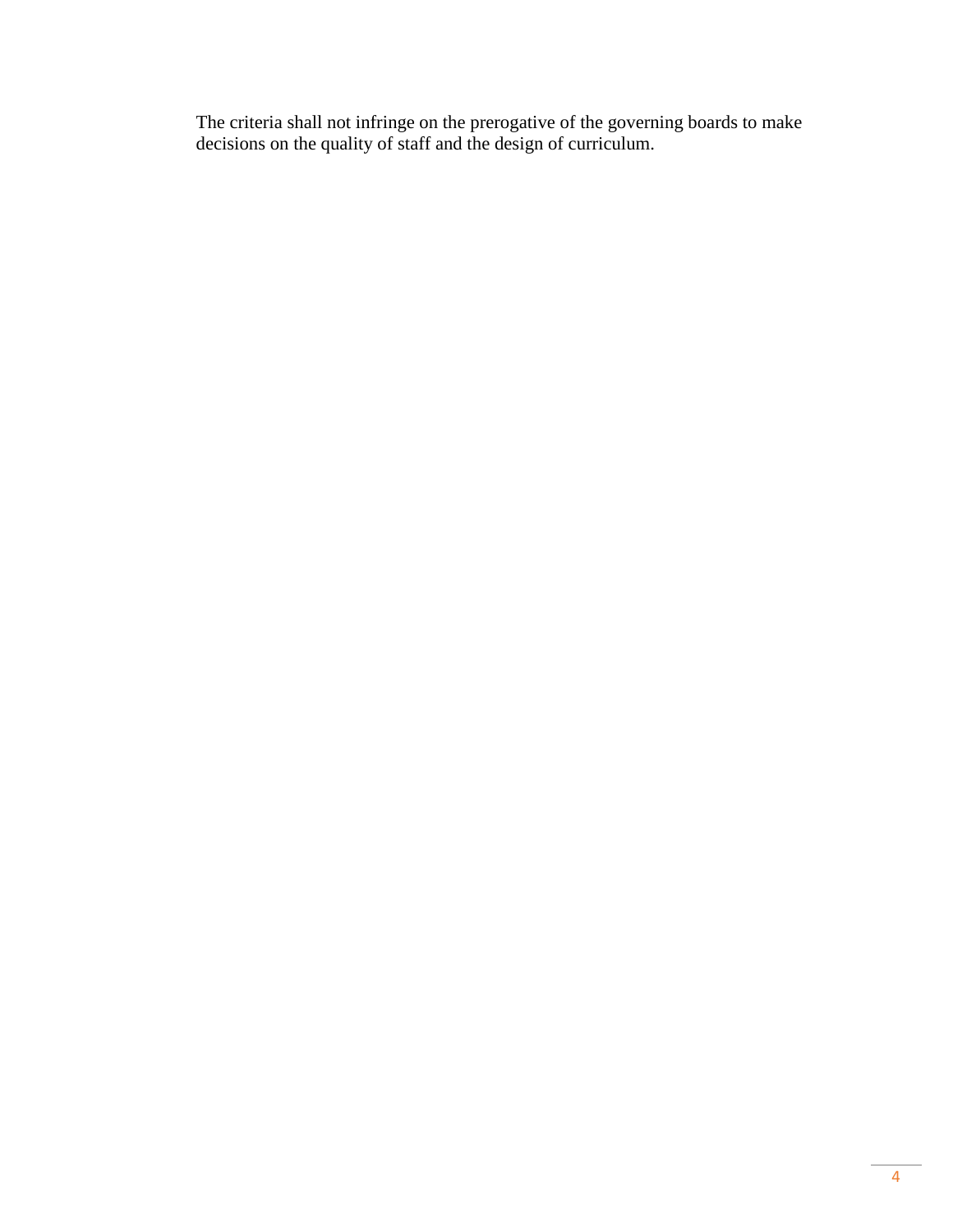The criteria shall not infringe on the prerogative of the governing boards to make decisions on the quality of staff and the design of curriculum.